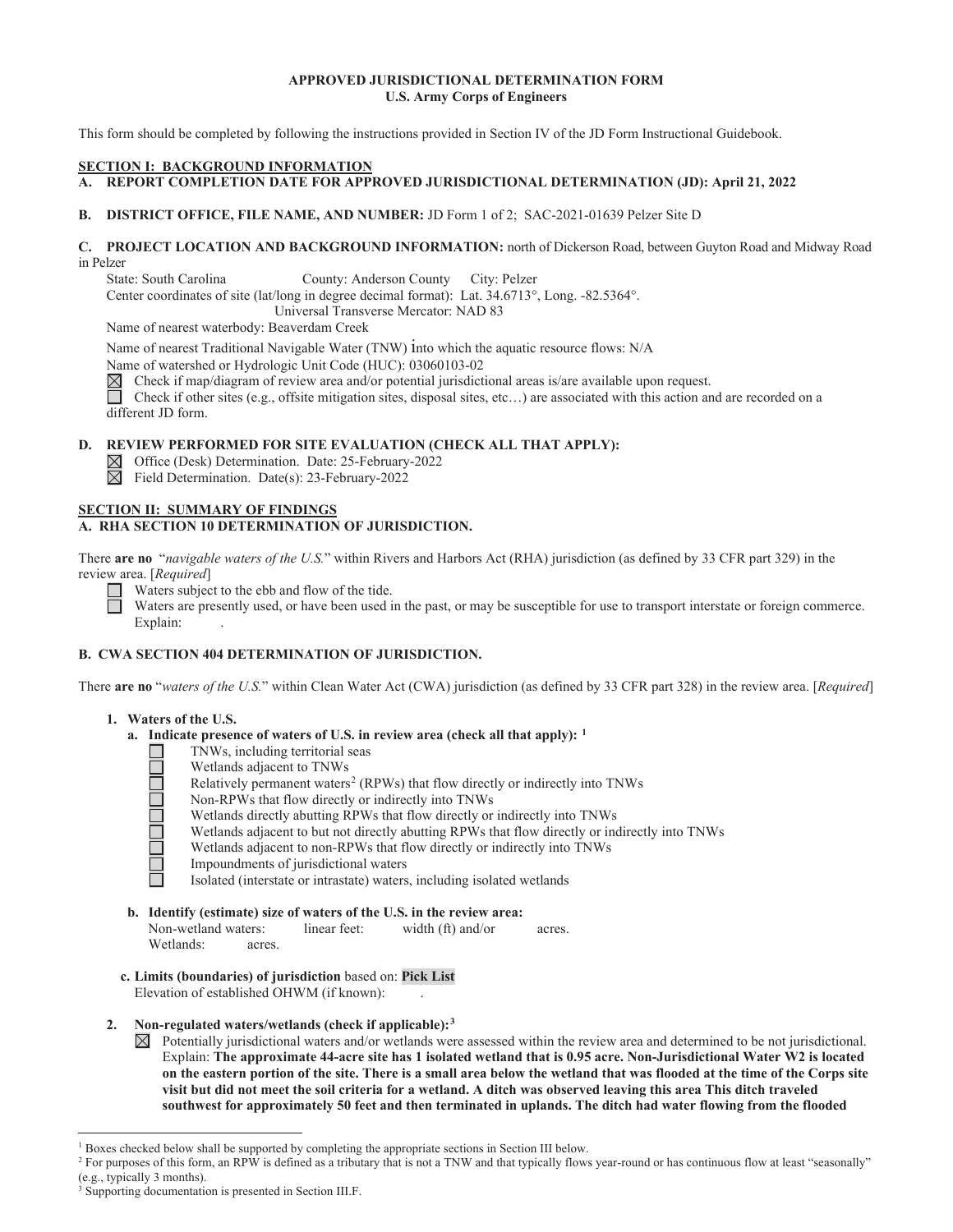# APPROVED JURISDICTIONAL DETERMINATION FORM
## U.S. Army Corps of Engineers

This form should be completed by following the instructions provided in Section IV of the JD Form Instructional Guidebook.

## SECTION I: BACKGROUND INFORMATION

**A. REPORT COMPLETION DATE FOR APPROVED JURISDICTIONAL DETERMINATION (JD): April 21, 2022**

**B. DISTRICT OFFICE, FILE NAME, AND NUMBER:** JD Form 1 of 2; SAC-2021-01639 Pelzer Site D

**C. PROJECT LOCATION AND BACKGROUND INFORMATION:** north of Dickerson Road, between Guyton Road and Midway Road in Pelzer

State: South Carolina County: Anderson County City: Pelzer

Center coordinates of site (lat/long in degree decimal format): Lat. 34.6713°, Long. -82.5364°.

Universal Transverse Mercator: NAD 83

Name of nearest waterbody: Beaverdam Creek

Name of nearest Traditional Navigable Water (TNW) into which the aquatic resource flows: N/A

Name of watershed or Hydrologic Unit Code (HUC): 03060103-02

☒ Check if map/diagram of review area and/or potential jurisdictional areas is/are available upon request.

☐ Check if other sites (e.g., offsite mitigation sites, disposal sites, etc…) are associated with this action and are recorded on a different JD form.

**D. REVIEW PERFORMED FOR SITE EVALUATION (CHECK ALL THAT APPLY):**

☒ Office (Desk) Determination. Date: 25-February-2022

☒ Field Determination. Date(s): 23-February-2022

## SECTION II: SUMMARY OF FINDINGS

**A. RHA SECTION 10 DETERMINATION OF JURISDICTION.**

There **are no** "*navigable waters of the U.S.*" within Rivers and Harbors Act (RHA) jurisdiction (as defined by 33 CFR part 329) in the review area. [*Required*]

☐ Waters subject to the ebb and flow of the tide.

☐ Waters are presently used, or have been used in the past, or may be susceptible for use to transport interstate or foreign commerce. Explain: .

**B. CWA SECTION 404 DETERMINATION OF JURISDICTION.**

There **are no** "*waters of the U.S.*" within Clean Water Act (CWA) jurisdiction (as defined by 33 CFR part 328) in the review area. [*Required*]

**1. Waters of the U.S.**

**a. Indicate presence of waters of U.S. in review area (check all that apply): [1]**

☐ TNWs, including territorial seas

☐ Wetlands adjacent to TNWs

☐ Relatively permanent waters[2] (RPWs) that flow directly or indirectly into TNWs

☐ Non-RPWs that flow directly or indirectly into TNWs

☐ Wetlands directly abutting RPWs that flow directly or indirectly into TNWs

☐ Wetlands adjacent to but not directly abutting RPWs that flow directly or indirectly into TNWs

☐ Wetlands adjacent to non-RPWs that flow directly or indirectly into TNWs

☐ Impoundments of jurisdictional waters

☐ Isolated (interstate or intrastate) waters, including isolated wetlands

**b. Identify (estimate) size of waters of the U.S. in the review area:**

Non-wetland waters: linear feet: width (ft) and/or acres.

Wetlands: acres.

**c. Limits (boundaries) of jurisdiction** based on: **Pick List**

Elevation of established OHWM (if known): .

**2. Non-regulated waters/wetlands (check if applicable): [3]**

☒ Potentially jurisdictional waters and/or wetlands were assessed within the review area and determined to be not jurisdictional. Explain: **The approximate 44-acre site has 1 isolated wetland that is 0.95 acre. Non-Jurisdictional Water W2 is located on the eastern portion of the site. There is a small area below the wetland that was flooded at the time of the Corps site visit but did not meet the soil criteria for a wetland. A ditch was observed leaving this area This ditch traveled southwest for approximately 50 feet and then terminated in uplands. The ditch had water flowing from the flooded**

---

[1] Boxes checked below shall be supported by completing the appropriate sections in Section III below.

[2] For purposes of this form, an RPW is defined as a tributary that is not a TNW and that typically flows year-round or has continuous flow at least "seasonally" (e.g., typically 3 months).

[3] Supporting documentation is presented in Section III.F.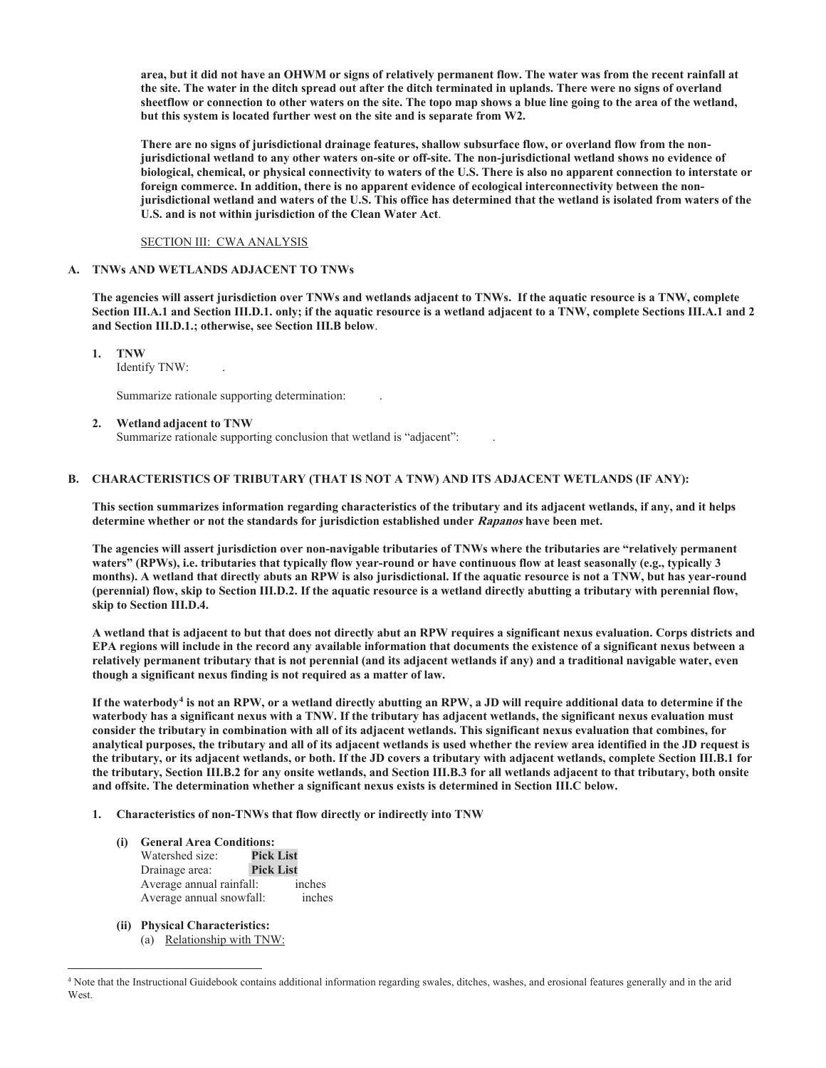**area, but it did not have an OHWM or signs of relatively permanent flow. The water was from the recent rainfall at the site. The water in the ditch spread out after the ditch terminated in uplands. There were no signs of overland sheetflow or connection to other waters on the site. The topo map shows a blue line going to the area of the wetland, but this system is located further west on the site and is separate from W2.**

**There are no signs of jurisdictional drainage features, shallow subsurface flow, or overland flow from the non-jurisdictional wetland to any other waters on-site or off-site. The non-jurisdictional wetland shows no evidence of biological, chemical, or physical connectivity to waters of the U.S. There is also no apparent connection to interstate or foreign commerce. In addition, there is no apparent evidence of ecological interconnectivity between the non-jurisdictional wetland and waters of the U.S. This office has determined that the wetland is isolated from waters of the U.S. and is not within jurisdiction of the Clean Water Act**.

<u>SECTION III: CWA ANALYSIS</u>

**A. TNWs AND WETLANDS ADJACENT TO TNWs**

**The agencies will assert jurisdiction over TNWs and wetlands adjacent to TNWs. If the aquatic resource is a TNW, complete Section III.A.1 and Section III.D.1. only; if the aquatic resource is a wetland adjacent to a TNW, complete Sections III.A.1 and 2 and Section III.D.1.; otherwise, see Section III.B below**.

**1. TNW**
Identify TNW: .

Summarize rationale supporting determination: .

**2. Wetland adjacent to TNW**
Summarize rationale supporting conclusion that wetland is "adjacent": .

**B. CHARACTERISTICS OF TRIBUTARY (THAT IS NOT A TNW) AND ITS ADJACENT WETLANDS (IF ANY):**

**This section summarizes information regarding characteristics of the tributary and its adjacent wetlands, if any, and it helps determine whether or not the standards for jurisdiction established under *Rapanos* have been met.**

**The agencies will assert jurisdiction over non-navigable tributaries of TNWs where the tributaries are "relatively permanent waters" (RPWs), i.e. tributaries that typically flow year-round or have continuous flow at least seasonally (e.g., typically 3 months). A wetland that directly abuts an RPW is also jurisdictional. If the aquatic resource is not a TNW, but has year-round (perennial) flow, skip to Section III.D.2. If the aquatic resource is a wetland directly abutting a tributary with perennial flow, skip to Section III.D.4.**

**A wetland that is adjacent to but that does not directly abut an RPW requires a significant nexus evaluation. Corps districts and EPA regions will include in the record any available information that documents the existence of a significant nexus between a relatively permanent tributary that is not perennial (and its adjacent wetlands if any) and a traditional navigable water, even though a significant nexus finding is not required as a matter of law.**

**If the waterbody[4] is not an RPW, or a wetland directly abutting an RPW, a JD will require additional data to determine if the waterbody has a significant nexus with a TNW. If the tributary has adjacent wetlands, the significant nexus evaluation must consider the tributary in combination with all of its adjacent wetlands. This significant nexus evaluation that combines, for analytical purposes, the tributary and all of its adjacent wetlands is used whether the review area identified in the JD request is the tributary, or its adjacent wetlands, or both. If the JD covers a tributary with adjacent wetlands, complete Section III.B.1 for the tributary, Section III.B.2 for any onsite wetlands, and Section III.B.3 for all wetlands adjacent to that tributary, both onsite and offsite. The determination whether a significant nexus exists is determined in Section III.C below.**

**1. Characteristics of non-TNWs that flow directly or indirectly into TNW**

**(i) General Area Conditions:**
Watershed size: **Pick List**
Drainage area: **Pick List**
Average annual rainfall: inches
Average annual snowfall: inches

**(ii) Physical Characteristics:**
(a) <u>Relationship with TNW:</u>

---

[4] Note that the Instructional Guidebook contains additional information regarding swales, ditches, washes, and erosional features generally and in the arid West.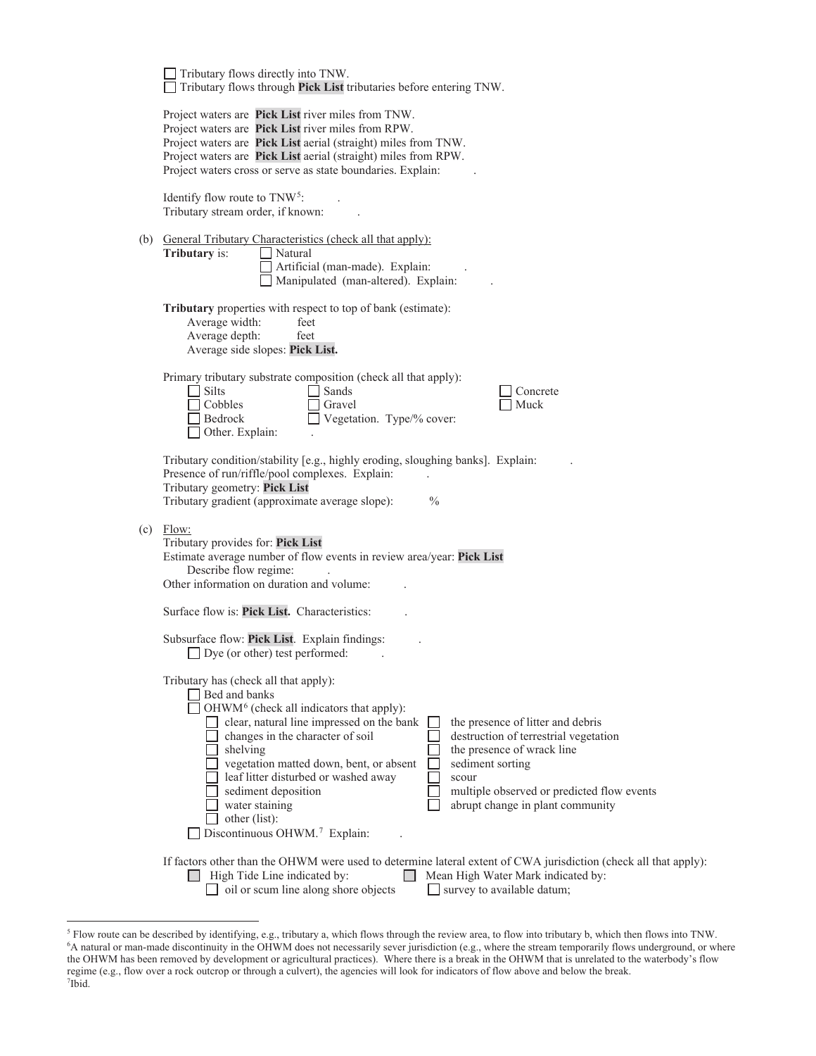☐ Tributary flows directly into TNW.
☐ Tributary flows through **Pick List** tributaries before entering TNW.

Project waters are **Pick List** river miles from TNW.
Project waters are **Pick List** river miles from RPW.
Project waters are **Pick List** aerial (straight) miles from TNW.
Project waters are **Pick List** aerial (straight) miles from RPW.
Project waters cross or serve as state boundaries. Explain: .

Identify flow route to TNW[5]: .
Tributary stream order, if known: .

(b) General Tributary Characteristics (check all that apply):

**Tributary** is:
☐ Natural
☐ Artificial (man-made). Explain: .
☐ Manipulated (man-altered). Explain: .

**Tributary** properties with respect to top of bank (estimate):
Average width: feet
Average depth: feet
Average side slopes: **Pick List.**

Primary tributary substrate composition (check all that apply):

☐ Silts ☐ Sands ☐ Concrete
☐ Cobbles ☐ Gravel ☐ Muck
☐ Bedrock ☐ Vegetation. Type/% cover:
☐ Other. Explain: .

Tributary condition/stability [e.g., highly eroding, sloughing banks]. Explain: .
Presence of run/riffle/pool complexes. Explain: .
Tributary geometry: **Pick List**
Tributary gradient (approximate average slope): %

(c) Flow:

Tributary provides for: **Pick List**
Estimate average number of flow events in review area/year: **Pick List**
Describe flow regime: .
Other information on duration and volume: .

Surface flow is: **Pick List.** Characteristics: .

Subsurface flow: **Pick List**. Explain findings: .
☐ Dye (or other) test performed: .

Tributary has (check all that apply):
☐ Bed and banks
☐ OHWM[6] (check all indicators that apply):

☐ clear, natural line impressed on the bank
☐ changes in the character of soil
☐ shelving
☐ vegetation matted down, bent, or absent
☐ leaf litter disturbed or washed away
☐ sediment deposition
☐ water staining
☐ other (list):
☐ the presence of litter and debris
☐ destruction of terrestrial vegetation
☐ the presence of wrack line
☐ sediment sorting
☐ scour
☐ multiple observed or predicted flow events
☐ abrupt change in plant community

☐ Discontinuous OHWM.[7] Explain: .

If factors other than the OHWM were used to determine lateral extent of CWA jurisdiction (check all that apply):
☐ High Tide Line indicated by:
☐ oil or scum line along shore objects
☐ Mean High Water Mark indicated by:
☐ survey to available datum;

---

[5] Flow route can be described by identifying, e.g., tributary a, which flows through the review area, to flow into tributary b, which then flows into TNW.
[6] A natural or man-made discontinuity in the OHWM does not necessarily sever jurisdiction (e.g., where the stream temporarily flows underground, or where the OHWM has been removed by development or agricultural practices). Where there is a break in the OHWM that is unrelated to the waterbody's flow regime (e.g., flow over a rock outcrop or through a culvert), the agencies will look for indicators of flow above and below the break.
[7] Ibid.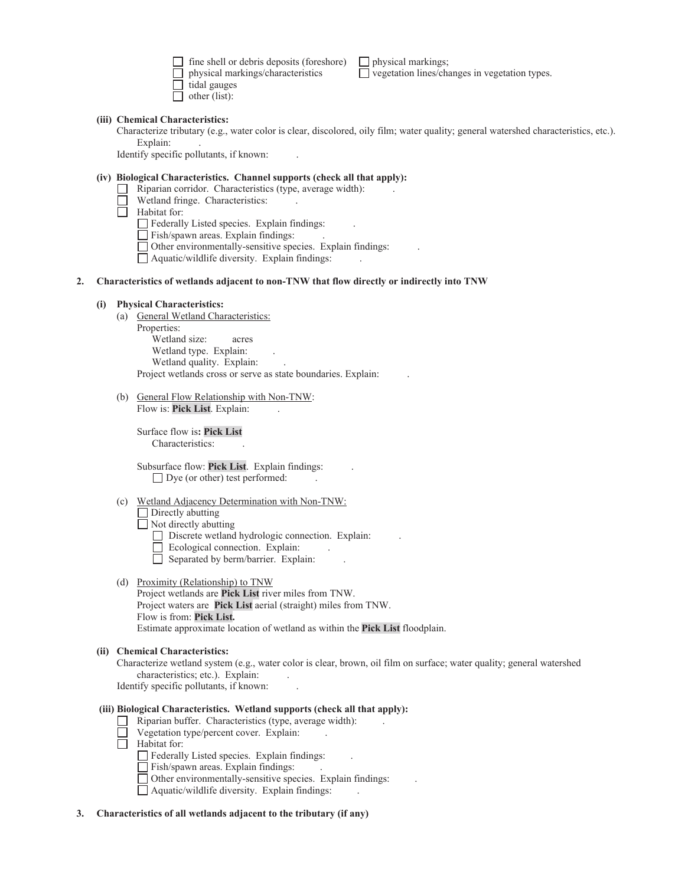- ☐ fine shell or debris deposits (foreshore)
- ☐ physical markings/characteristics
- ☐ tidal gauges
- ☐ other (list):
- ☐ physical markings;
- ☐ vegetation lines/changes in vegetation types.

**(iii) Chemical Characteristics:**

Characterize tributary (e.g., water color is clear, discolored, oily film; water quality; general watershed characteristics, etc.). Explain: .

Identify specific pollutants, if known: .

**(iv) Biological Characteristics. Channel supports (check all that apply):**

- ☐ Riparian corridor. Characteristics (type, average width): .
- ☐ Wetland fringe. Characteristics: .
- ☐ Habitat for:
  - ☐ Federally Listed species. Explain findings: .
  - ☐ Fish/spawn areas. Explain findings: .
  - ☐ Other environmentally-sensitive species. Explain findings: .
  - ☐ Aquatic/wildlife diversity. Explain findings: .

**2. Characteristics of wetlands adjacent to non-TNW that flow directly or indirectly into TNW**

**(i) Physical Characteristics:**

(a) General Wetland Characteristics:

Properties:

Wetland size: acres

Wetland type. Explain: .

Wetland quality. Explain: .

Project wetlands cross or serve as state boundaries. Explain: .

(b) General Flow Relationship with Non-TNW:

Flow is: **Pick List**. Explain: .

Surface flow is**: Pick List**

Characteristics: .

Subsurface flow: **Pick List**. Explain findings: .

☐ Dye (or other) test performed: .

(c) Wetland Adjacency Determination with Non-TNW:

- ☐ Directly abutting
- ☐ Not directly abutting
  - ☐ Discrete wetland hydrologic connection. Explain: .
  - ☐ Ecological connection. Explain: .
  - ☐ Separated by berm/barrier. Explain: .

(d) Proximity (Relationship) to TNW

Project wetlands are **Pick List** river miles from TNW.

Project waters are **Pick List** aerial (straight) miles from TNW.

Flow is from: **Pick List.**

Estimate approximate location of wetland as within the **Pick List** floodplain.

**(ii) Chemical Characteristics:**

Characterize wetland system (e.g., water color is clear, brown, oil film on surface; water quality; general watershed characteristics; etc.). Explain: .

Identify specific pollutants, if known: .

**(iii) Biological Characteristics. Wetland supports (check all that apply):**

- ☐ Riparian buffer. Characteristics (type, average width): .
- ☐ Vegetation type/percent cover. Explain: .
- ☐ Habitat for:
  - ☐ Federally Listed species. Explain findings: .
  - ☐ Fish/spawn areas. Explain findings: .
  - ☐ Other environmentally-sensitive species. Explain findings: .
  - ☐ Aquatic/wildlife diversity. Explain findings: .

**3. Characteristics of all wetlands adjacent to the tributary (if any)**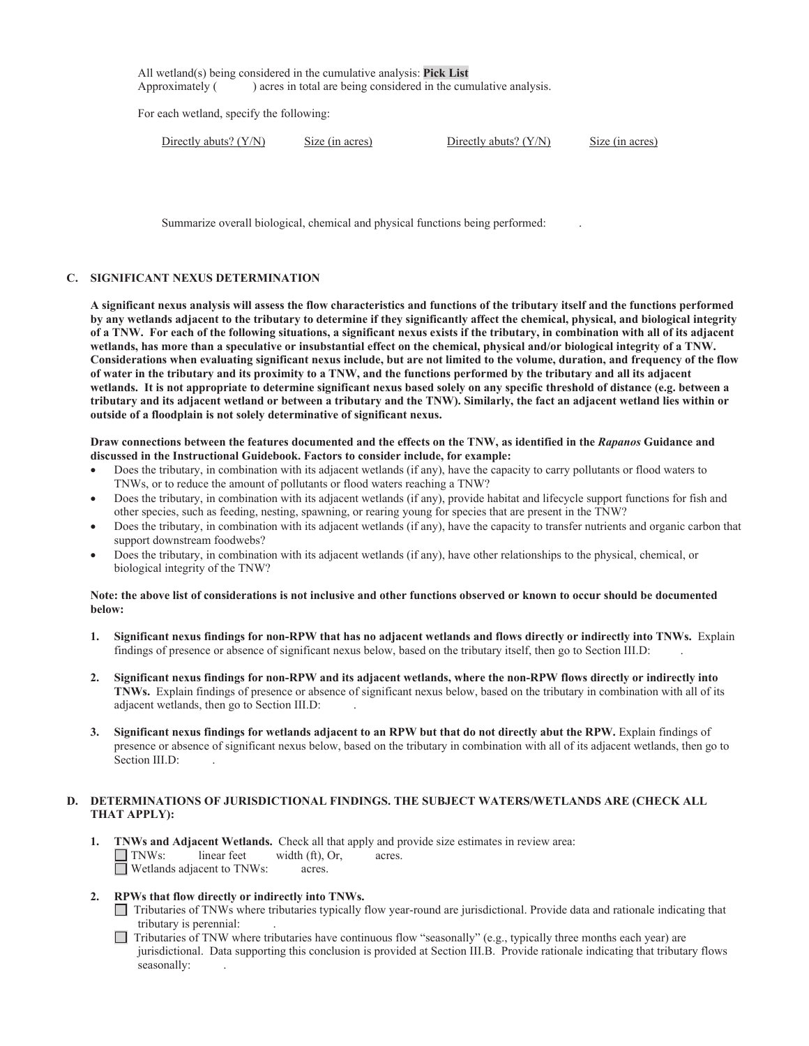All wetland(s) being considered in the cumulative analysis: **Pick List**
Approximately (          ) acres in total are being considered in the cumulative analysis.

For each wetland, specify the following:

| Directly abuts? (Y/N) | Size (in acres) | Directly abuts? (Y/N) | Size (in acres) |
|---|---|---|---|

Summarize overall biological, chemical and physical functions being performed:          .

### C. SIGNIFICANT NEXUS DETERMINATION

**A significant nexus analysis will assess the flow characteristics and functions of the tributary itself and the functions performed by any wetlands adjacent to the tributary to determine if they significantly affect the chemical, physical, and biological integrity of a TNW. For each of the following situations, a significant nexus exists if the tributary, in combination with all of its adjacent wetlands, has more than a speculative or insubstantial effect on the chemical, physical and/or biological integrity of a TNW. Considerations when evaluating significant nexus include, but are not limited to the volume, duration, and frequency of the flow of water in the tributary and its proximity to a TNW, and the functions performed by the tributary and all its adjacent wetlands. It is not appropriate to determine significant nexus based solely on any specific threshold of distance (e.g. between a tributary and its adjacent wetland or between a tributary and the TNW). Similarly, the fact an adjacent wetland lies within or outside of a floodplain is not solely determinative of significant nexus.**

**Draw connections between the features documented and the effects on the TNW, as identified in the *Rapanos* Guidance and discussed in the Instructional Guidebook. Factors to consider include, for example:**

- Does the tributary, in combination with its adjacent wetlands (if any), have the capacity to carry pollutants or flood waters to TNWs, or to reduce the amount of pollutants or flood waters reaching a TNW?
- Does the tributary, in combination with its adjacent wetlands (if any), provide habitat and lifecycle support functions for fish and other species, such as feeding, nesting, spawning, or rearing young for species that are present in the TNW?
- Does the tributary, in combination with its adjacent wetlands (if any), have the capacity to transfer nutrients and organic carbon that support downstream foodwebs?
- Does the tributary, in combination with its adjacent wetlands (if any), have other relationships to the physical, chemical, or biological integrity of the TNW?

**Note: the above list of considerations is not inclusive and other functions observed or known to occur should be documented below:**

1. **Significant nexus findings for non-RPW that has no adjacent wetlands and flows directly or indirectly into TNWs.** Explain findings of presence or absence of significant nexus below, based on the tributary itself, then go to Section III.D:          .

2. **Significant nexus findings for non-RPW and its adjacent wetlands, where the non-RPW flows directly or indirectly into TNWs.** Explain findings of presence or absence of significant nexus below, based on the tributary in combination with all of its adjacent wetlands, then go to Section III.D:          .

3. **Significant nexus findings for wetlands adjacent to an RPW but that do not directly abut the RPW.** Explain findings of presence or absence of significant nexus below, based on the tributary in combination with all of its adjacent wetlands, then go to Section III.D:          .

### D. DETERMINATIONS OF JURISDICTIONAL FINDINGS. THE SUBJECT WATERS/WETLANDS ARE (CHECK ALL THAT APPLY):

1. **TNWs and Adjacent Wetlands.** Check all that apply and provide size estimates in review area:
   - ☐ TNWs:          linear feet          width (ft), Or,          acres.
   - ☐ Wetlands adjacent to TNWs:          acres.

2. **RPWs that flow directly or indirectly into TNWs.**
   - ☐ Tributaries of TNWs where tributaries typically flow year-round are jurisdictional. Provide data and rationale indicating that tributary is perennial:          .
   - ☐ Tributaries of TNW where tributaries have continuous flow "seasonally" (e.g., typically three months each year) are jurisdictional. Data supporting this conclusion is provided at Section III.B. Provide rationale indicating that tributary flows seasonally:          .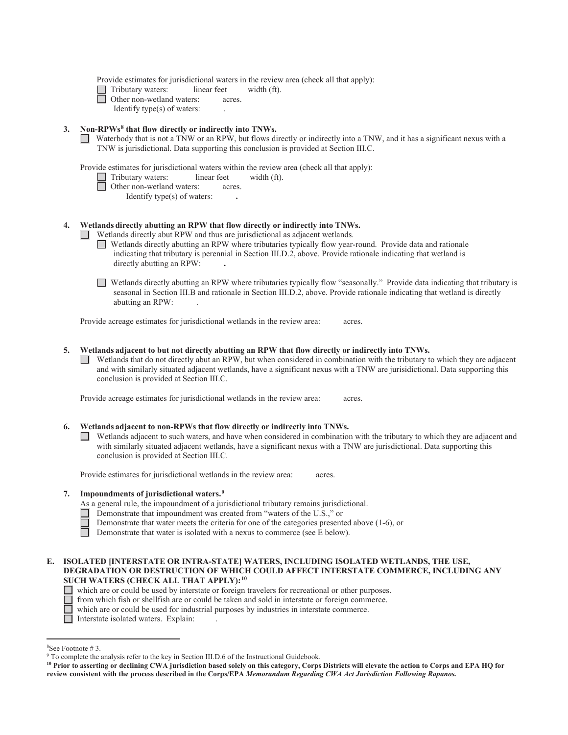Provide estimates for jurisdictional waters in the review area (check all that apply):

- ☐ Tributary waters: linear feet width (ft).
- ☐ Other non-wetland waters: acres.

  Identify type(s) of waters: .

**3. Non-RPWs[8] that flow directly or indirectly into TNWs.**

☐ Waterbody that is not a TNW or an RPW, but flows directly or indirectly into a TNW, and it has a significant nexus with a TNW is jurisdictional. Data supporting this conclusion is provided at Section III.C.

Provide estimates for jurisdictional waters within the review area (check all that apply):

- ☐ Tributary waters: linear feet width (ft).
- ☐ Other non-wetland waters: acres.

  Identify type(s) of waters: **.**

**4. Wetlands directly abutting an RPW that flow directly or indirectly into TNWs.**

☐ Wetlands directly abut RPW and thus are jurisdictional as adjacent wetlands.

- ☐ Wetlands directly abutting an RPW where tributaries typically flow year-round. Provide data and rationale indicating that tributary is perennial in Section III.D.2, above. Provide rationale indicating that wetland is directly abutting an RPW: **.**

- ☐ Wetlands directly abutting an RPW where tributaries typically flow "seasonally." Provide data indicating that tributary is seasonal in Section III.B and rationale in Section III.D.2, above. Provide rationale indicating that wetland is directly abutting an RPW: .

Provide acreage estimates for jurisdictional wetlands in the review area: acres.

**5. Wetlands adjacent to but not directly abutting an RPW that flow directly or indirectly into TNWs.**

☐ Wetlands that do not directly abut an RPW, but when considered in combination with the tributary to which they are adjacent and with similarly situated adjacent wetlands, have a significant nexus with a TNW are jurisidictional. Data supporting this conclusion is provided at Section III.C.

Provide acreage estimates for jurisdictional wetlands in the review area: acres.

**6. Wetlands adjacent to non-RPWs that flow directly or indirectly into TNWs.**

☐ Wetlands adjacent to such waters, and have when considered in combination with the tributary to which they are adjacent and with similarly situated adjacent wetlands, have a significant nexus with a TNW are jurisdictional. Data supporting this conclusion is provided at Section III.C.

Provide estimates for jurisdictional wetlands in the review area: acres.

**7. Impoundments of jurisdictional waters.[9]**

As a general rule, the impoundment of a jurisdictional tributary remains jurisdictional.

- ☐ Demonstrate that impoundment was created from "waters of the U.S.," or
- ☐ Demonstrate that water meets the criteria for one of the categories presented above (1-6), or
- ☐ Demonstrate that water is isolated with a nexus to commerce (see E below).

**E. ISOLATED [INTERSTATE OR INTRA-STATE] WATERS, INCLUDING ISOLATED WETLANDS, THE USE, DEGRADATION OR DESTRUCTION OF WHICH COULD AFFECT INTERSTATE COMMERCE, INCLUDING ANY SUCH WATERS (CHECK ALL THAT APPLY):[10]**

- ☐ which are or could be used by interstate or foreign travelers for recreational or other purposes.
- ☐ from which fish or shellfish are or could be taken and sold in interstate or foreign commerce.
- ☐ which are or could be used for industrial purposes by industries in interstate commerce.
- ☐ Interstate isolated waters. Explain: .

---

[8] See Footnote # 3.

[9] To complete the analysis refer to the key in Section III.D.6 of the Instructional Guidebook.

[10] **Prior to asserting or declining CWA jurisdiction based solely on this category, Corps Districts will elevate the action to Corps and EPA HQ for review consistent with the process described in the Corps/EPA *Memorandum Regarding CWA Act Jurisdiction Following Rapanos.***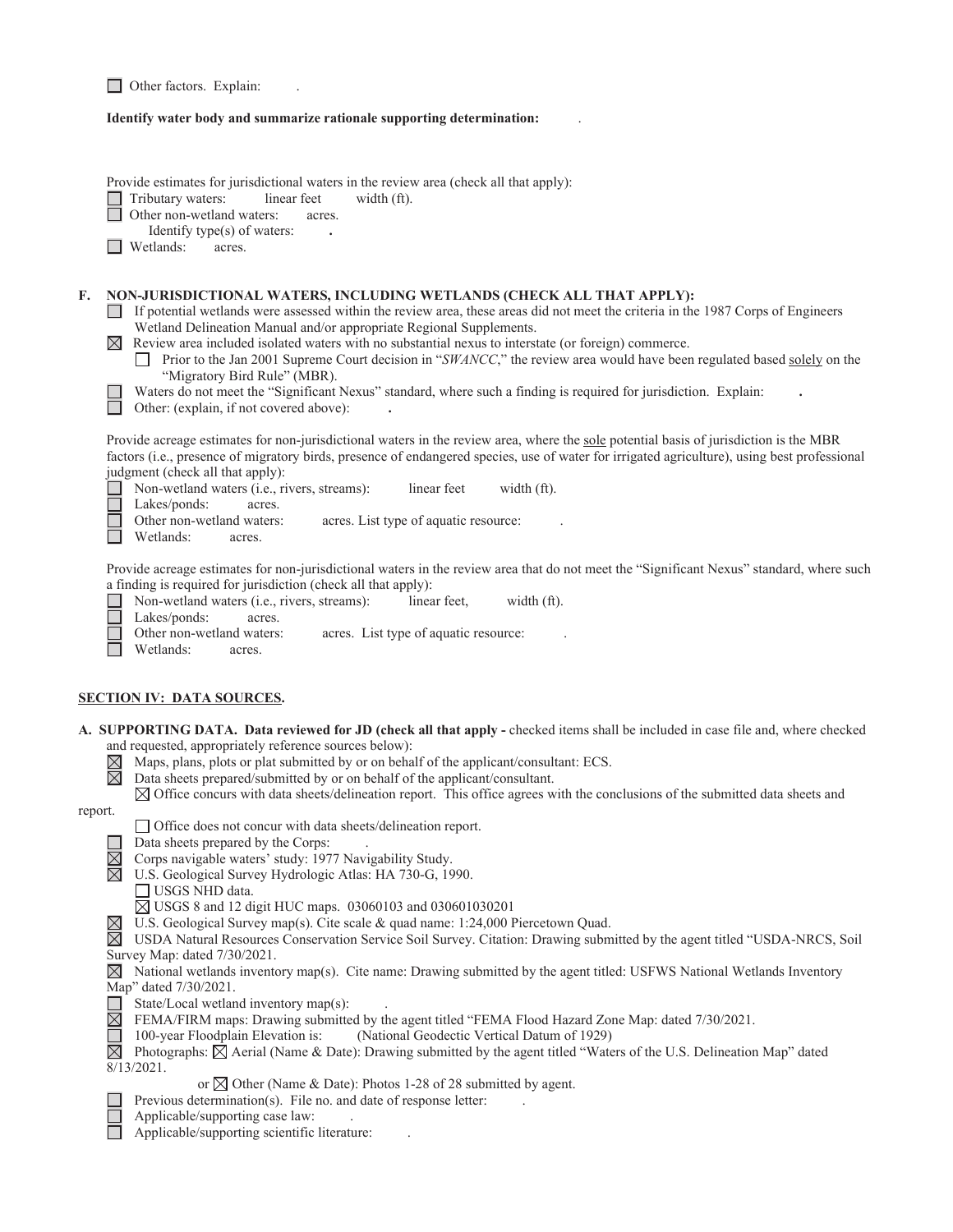☐ Other factors. Explain: .

**Identify water body and summarize rationale supporting determination:** .

Provide estimates for jurisdictional waters in the review area (check all that apply):

☐ Tributary waters: linear feet width (ft).
☐ Other non-wetland waters: acres.
  Identify type(s) of waters: **.**
☐ Wetlands: acres.

**F. NON-JURISDICTIONAL WATERS, INCLUDING WETLANDS (CHECK ALL THAT APPLY):**

☐ If potential wetlands were assessed within the review area, these areas did not meet the criteria in the 1987 Corps of Engineers Wetland Delineation Manual and/or appropriate Regional Supplements.
☒ Review area included isolated waters with no substantial nexus to interstate (or foreign) commerce.
  ☐ Prior to the Jan 2001 Supreme Court decision in "*SWANCC*," the review area would have been regulated based solely on the "Migratory Bird Rule" (MBR).
☐ Waters do not meet the "Significant Nexus" standard, where such a finding is required for jurisdiction. Explain: **.**
☐ Other: (explain, if not covered above): **.**

Provide acreage estimates for non-jurisdictional waters in the review area, where the sole potential basis of jurisdiction is the MBR factors (i.e., presence of migratory birds, presence of endangered species, use of water for irrigated agriculture), using best professional judgment (check all that apply):

☐ Non-wetland waters (i.e., rivers, streams): linear feet width (ft).
☐ Lakes/ponds: acres.
☐ Other non-wetland waters: acres. List type of aquatic resource: .
☐ Wetlands: acres.

Provide acreage estimates for non-jurisdictional waters in the review area that do not meet the "Significant Nexus" standard, where such a finding is required for jurisdiction (check all that apply):

☐ Non-wetland waters (i.e., rivers, streams): linear feet, width (ft).
☐ Lakes/ponds: acres.
☐ Other non-wetland waters: acres. List type of aquatic resource: .
☐ Wetlands: acres.

## SECTION IV: DATA SOURCES.

**A. SUPPORTING DATA. Data reviewed for JD (check all that apply -** checked items shall be included in case file and, where checked and requested, appropriately reference sources below):

☒ Maps, plans, plots or plat submitted by or on behalf of the applicant/consultant: ECS.
☒ Data sheets prepared/submitted by or on behalf of the applicant/consultant.
  ☒ Office concurs with data sheets/delineation report. This office agrees with the conclusions of the submitted data sheets and report.
  ☐ Office does not concur with data sheets/delineation report.
☐ Data sheets prepared by the Corps: .
☒ Corps navigable waters' study: 1977 Navigability Study.
☒ U.S. Geological Survey Hydrologic Atlas: HA 730-G, 1990.
  ☐ USGS NHD data.
  ☒ USGS 8 and 12 digit HUC maps. 03060103 and 030601030201
☒ U.S. Geological Survey map(s). Cite scale & quad name: 1:24,000 Piercetown Quad.
☒ USDA Natural Resources Conservation Service Soil Survey. Citation: Drawing submitted by the agent titled "USDA-NRCS, Soil Survey Map: dated 7/30/2021.
☒ National wetlands inventory map(s). Cite name: Drawing submitted by the agent titled: USFWS National Wetlands Inventory Map" dated 7/30/2021.
☐ State/Local wetland inventory map(s): .
☒ FEMA/FIRM maps: Drawing submitted by the agent titled "FEMA Flood Hazard Zone Map: dated 7/30/2021.
☐ 100-year Floodplain Elevation is: (National Geodectic Vertical Datum of 1929)
☒ Photographs: ☒ Aerial (Name & Date): Drawing submitted by the agent titled "Waters of the U.S. Delineation Map" dated 8/13/2021.
  or ☒ Other (Name & Date): Photos 1-28 of 28 submitted by agent.
☐ Previous determination(s). File no. and date of response letter: .
☐ Applicable/supporting case law: .
☐ Applicable/supporting scientific literature: .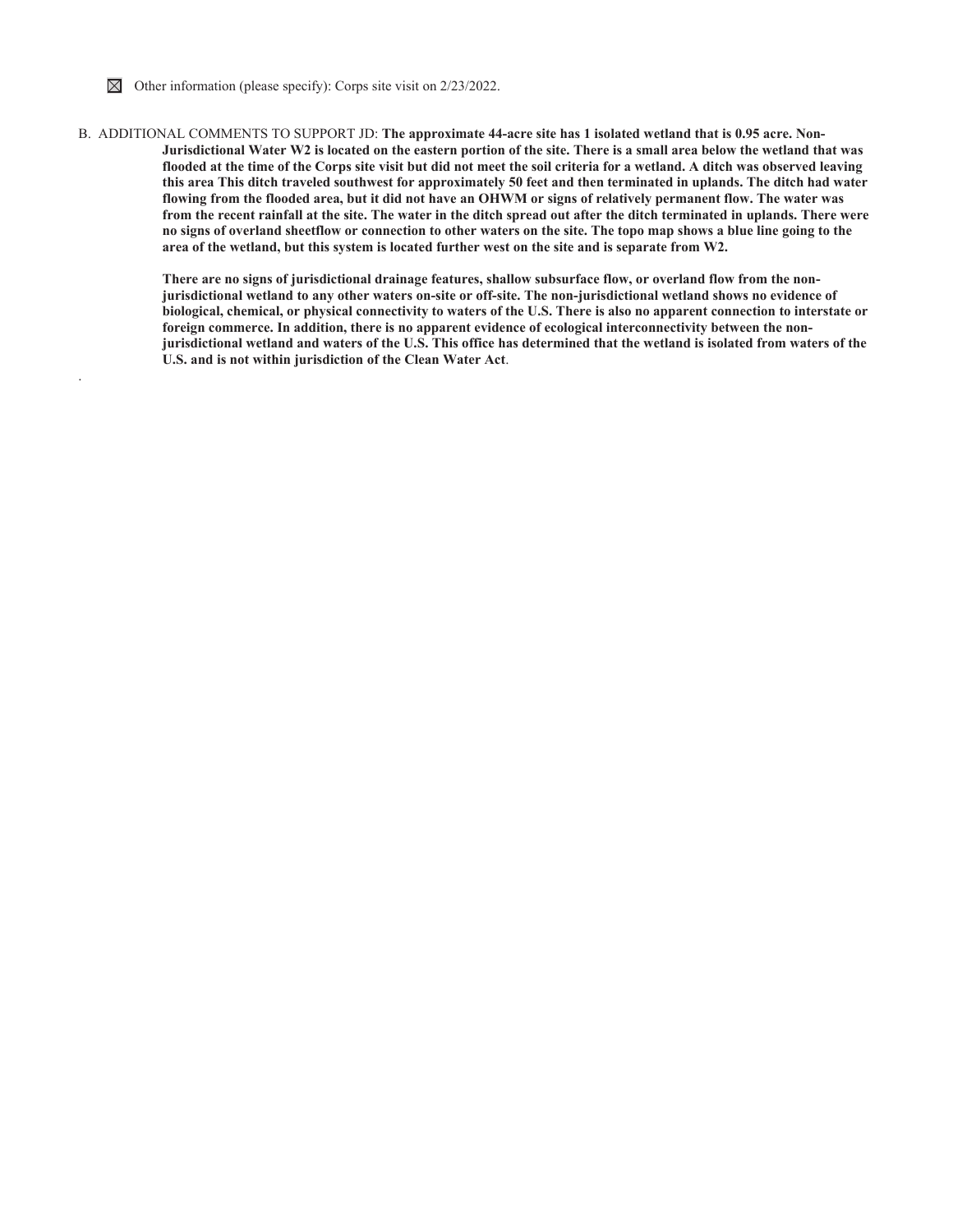☒ Other information (please specify): Corps site visit on 2/23/2022.

B. ADDITIONAL COMMENTS TO SUPPORT JD: **The approximate 44-acre site has 1 isolated wetland that is 0.95 acre. Non-Jurisdictional Water W2 is located on the eastern portion of the site. There is a small area below the wetland that was flooded at the time of the Corps site visit but did not meet the soil criteria for a wetland. A ditch was observed leaving this area This ditch traveled southwest for approximately 50 feet and then terminated in uplands. The ditch had water flowing from the flooded area, but it did not have an OHWM or signs of relatively permanent flow. The water was from the recent rainfall at the site. The water in the ditch spread out after the ditch terminated in uplands. There were no signs of overland sheetflow or connection to other waters on the site. The topo map shows a blue line going to the area of the wetland, but this system is located further west on the site and is separate from W2.**

**There are no signs of jurisdictional drainage features, shallow subsurface flow, or overland flow from the non-jurisdictional wetland to any other waters on-site or off-site. The non-jurisdictional wetland shows no evidence of biological, chemical, or physical connectivity to waters of the U.S. There is also no apparent connection to interstate or foreign commerce. In addition, there is no apparent evidence of ecological interconnectivity between the non-jurisdictional wetland and waters of the U.S. This office has determined that the wetland is isolated from waters of the U.S. and is not within jurisdiction of the Clean Water Act**.

.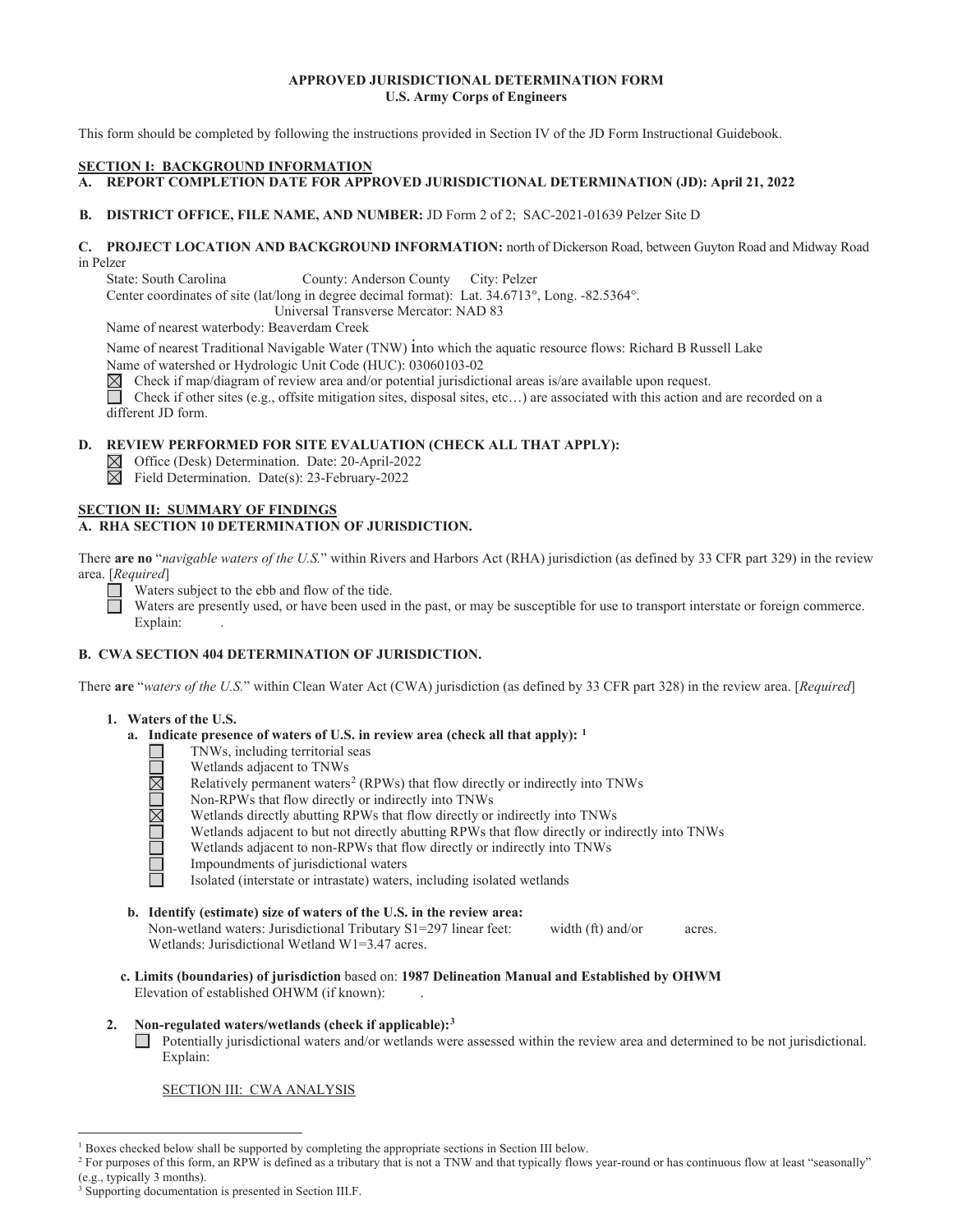**APPROVED JURISDICTIONAL DETERMINATION FORM**
**U.S. Army Corps of Engineers**

This form should be completed by following the instructions provided in Section IV of the JD Form Instructional Guidebook.

## SECTION I: BACKGROUND INFORMATION

**A. REPORT COMPLETION DATE FOR APPROVED JURISDICTIONAL DETERMINATION (JD): April 21, 2022**

**B. DISTRICT OFFICE, FILE NAME, AND NUMBER:** JD Form 2 of 2; SAC-2021-01639 Pelzer Site D

**C. PROJECT LOCATION AND BACKGROUND INFORMATION:** north of Dickerson Road, between Guyton Road and Midway Road in Pelzer

State: South Carolina   County: Anderson County   City: Pelzer

Center coordinates of site (lat/long in degree decimal format): Lat. 34.6713°, Long. -82.5364°.

Universal Transverse Mercator: NAD 83

Name of nearest waterbody: Beaverdam Creek

Name of nearest Traditional Navigable Water (TNW) into which the aquatic resource flows: Richard B Russell Lake

Name of watershed or Hydrologic Unit Code (HUC): 03060103-02

☒ Check if map/diagram of review area and/or potential jurisdictional areas is/are available upon request.

☐ Check if other sites (e.g., offsite mitigation sites, disposal sites, etc…) are associated with this action and are recorded on a different JD form.

**D. REVIEW PERFORMED FOR SITE EVALUATION (CHECK ALL THAT APPLY):**

☒ Office (Desk) Determination. Date: 20-April-2022

☒ Field Determination. Date(s): 23-February-2022

## SECTION II: SUMMARY OF FINDINGS

**A. RHA SECTION 10 DETERMINATION OF JURISDICTION.**

There **are no** "*navigable waters of the U.S.*" within Rivers and Harbors Act (RHA) jurisdiction (as defined by 33 CFR part 329) in the review area. [*Required*]

☐ Waters subject to the ebb and flow of the tide.

☐ Waters are presently used, or have been used in the past, or may be susceptible for use to transport interstate or foreign commerce. Explain: .

**B. CWA SECTION 404 DETERMINATION OF JURISDICTION.**

There **are** "*waters of the U.S.*" within Clean Water Act (CWA) jurisdiction (as defined by 33 CFR part 328) in the review area. [*Required*]

**1. Waters of the U.S.**

**a. Indicate presence of waters of U.S. in review area (check all that apply):** [1]

☐ TNWs, including territorial seas

☐ Wetlands adjacent to TNWs

☒ Relatively permanent waters[2] (RPWs) that flow directly or indirectly into TNWs

☐ Non-RPWs that flow directly or indirectly into TNWs

☒ Wetlands directly abutting RPWs that flow directly or indirectly into TNWs

☐ Wetlands adjacent to but not directly abutting RPWs that flow directly or indirectly into TNWs

☐ Wetlands adjacent to non-RPWs that flow directly or indirectly into TNWs

☐ Impoundments of jurisdictional waters

☐ Isolated (interstate or intrastate) waters, including isolated wetlands

**b. Identify (estimate) size of waters of the U.S. in the review area:**

Non-wetland waters: Jurisdictional Tributary S1=297 linear feet:   width (ft) and/or   acres.

Wetlands: Jurisdictional Wetland W1=3.47 acres.

**c. Limits (boundaries) of jurisdiction** based on: **1987 Delineation Manual and Established by OHWM**

Elevation of established OHWM (if known): .

**2. Non-regulated waters/wetlands (check if applicable):**[3]

☐ Potentially jurisdictional waters and/or wetlands were assessed within the review area and determined to be not jurisdictional. Explain:

SECTION III: CWA ANALYSIS

---

[1] Boxes checked below shall be supported by completing the appropriate sections in Section III below.

[2] For purposes of this form, an RPW is defined as a tributary that is not a TNW and that typically flows year-round or has continuous flow at least "seasonally" (e.g., typically 3 months).

[3] Supporting documentation is presented in Section III.F.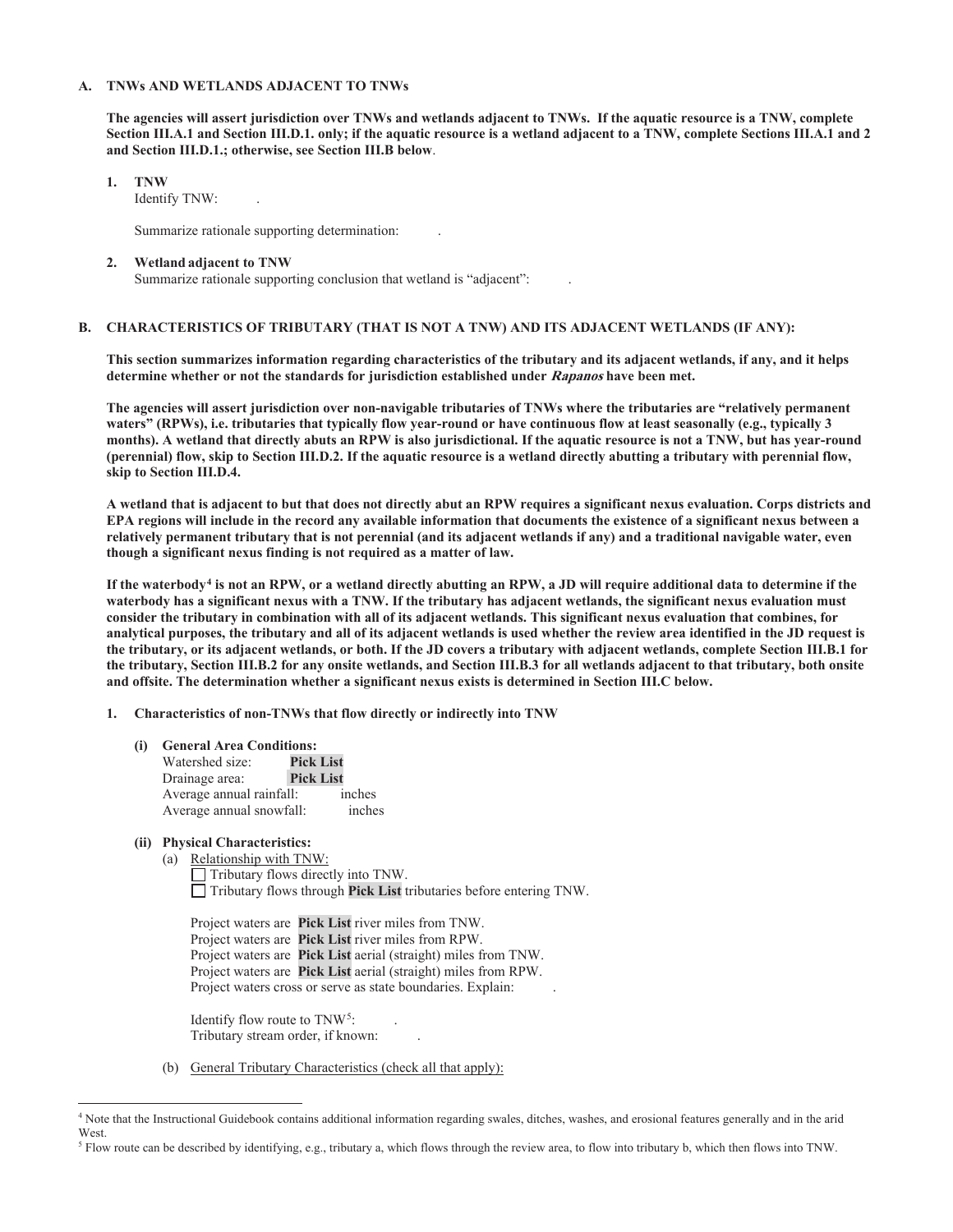### A. TNWs AND WETLANDS ADJACENT TO TNWs

**The agencies will assert jurisdiction over TNWs and wetlands adjacent to TNWs. If the aquatic resource is a TNW, complete Section III.A.1 and Section III.D.1. only; if the aquatic resource is a wetland adjacent to a TNW, complete Sections III.A.1 and 2 and Section III.D.1.; otherwise, see Section III.B below**.

**1. TNW**

Identify TNW: .

Summarize rationale supporting determination: .

**2. Wetland adjacent to TNW**

Summarize rationale supporting conclusion that wetland is "adjacent": .

### B. CHARACTERISTICS OF TRIBUTARY (THAT IS NOT A TNW) AND ITS ADJACENT WETLANDS (IF ANY):

**This section summarizes information regarding characteristics of the tributary and its adjacent wetlands, if any, and it helps determine whether or not the standards for jurisdiction established under *Rapanos* have been met.**

**The agencies will assert jurisdiction over non-navigable tributaries of TNWs where the tributaries are "relatively permanent waters" (RPWs), i.e. tributaries that typically flow year-round or have continuous flow at least seasonally (e.g., typically 3 months). A wetland that directly abuts an RPW is also jurisdictional. If the aquatic resource is not a TNW, but has year-round (perennial) flow, skip to Section III.D.2. If the aquatic resource is a wetland directly abutting a tributary with perennial flow, skip to Section III.D.4.**

**A wetland that is adjacent to but that does not directly abut an RPW requires a significant nexus evaluation. Corps districts and EPA regions will include in the record any available information that documents the existence of a significant nexus between a relatively permanent tributary that is not perennial (and its adjacent wetlands if any) and a traditional navigable water, even though a significant nexus finding is not required as a matter of law.**

**If the waterbody[4] is not an RPW, or a wetland directly abutting an RPW, a JD will require additional data to determine if the waterbody has a significant nexus with a TNW. If the tributary has adjacent wetlands, the significant nexus evaluation must consider the tributary in combination with all of its adjacent wetlands. This significant nexus evaluation that combines, for analytical purposes, the tributary and all of its adjacent wetlands is used whether the review area identified in the JD request is the tributary, or its adjacent wetlands, or both. If the JD covers a tributary with adjacent wetlands, complete Section III.B.1 for the tributary, Section III.B.2 for any onsite wetlands, and Section III.B.3 for all wetlands adjacent to that tributary, both onsite and offsite. The determination whether a significant nexus exists is determined in Section III.C below.**

**1. Characteristics of non-TNWs that flow directly or indirectly into TNW**

**(i) General Area Conditions:**

Watershed size: **Pick List**
Drainage area: **Pick List**
Average annual rainfall: inches
Average annual snowfall: inches

**(ii) Physical Characteristics:**

(a) Relationship with TNW:

☐ Tributary flows directly into TNW.
☐ Tributary flows through **Pick List** tributaries before entering TNW.

Project waters are **Pick List** river miles from TNW.
Project waters are **Pick List** river miles from RPW.
Project waters are **Pick List** aerial (straight) miles from TNW.
Project waters are **Pick List** aerial (straight) miles from RPW.
Project waters cross or serve as state boundaries. Explain: .

Identify flow route to TNW[5]: .
Tributary stream order, if known: .

(b) General Tributary Characteristics (check all that apply):

---

[4] Note that the Instructional Guidebook contains additional information regarding swales, ditches, washes, and erosional features generally and in the arid West.

[5] Flow route can be described by identifying, e.g., tributary a, which flows through the review area, to flow into tributary b, which then flows into TNW.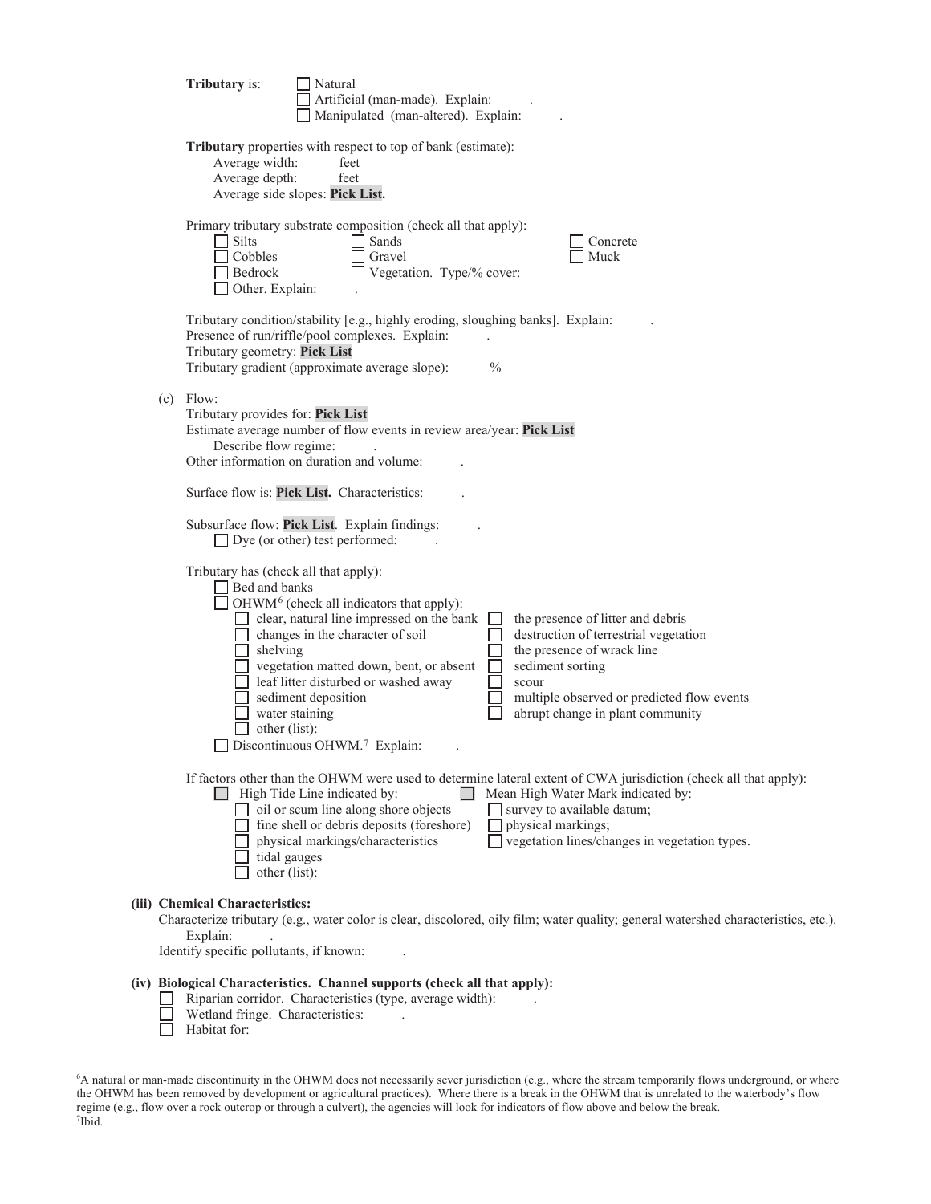**Tributary** is:

- ☐ Natural
- ☐ Artificial (man-made). Explain: .
- ☐ Manipulated (man-altered). Explain: .

**Tributary** properties with respect to top of bank (estimate):

Average width: feet
Average depth: feet
Average side slopes: **Pick List.**

Primary tributary substrate composition (check all that apply):

- ☐ Silts
- ☐ Sands
- ☐ Concrete
- ☐ Cobbles
- ☐ Gravel
- ☐ Muck
- ☐ Bedrock
- ☐ Vegetation. Type/% cover:
- ☐ Other. Explain: .

Tributary condition/stability [e.g., highly eroding, sloughing banks]. Explain: .
Presence of run/riffle/pool complexes. Explain: .
Tributary geometry: **Pick List**
Tributary gradient (approximate average slope): %

(c) Flow:

Tributary provides for: **Pick List**
Estimate average number of flow events in review area/year: **Pick List**
Describe flow regime: .
Other information on duration and volume: .

Surface flow is: **Pick List.** Characteristics: .

Subsurface flow: **Pick List**. Explain findings: .
☐ Dye (or other) test performed: .

Tributary has (check all that apply):

- ☐ Bed and banks
- ☐ OHWM[6] (check all indicators that apply):
  - ☐ clear, natural line impressed on the bank
  - ☐ the presence of litter and debris
  - ☐ changes in the character of soil
  - ☐ destruction of terrestrial vegetation
  - ☐ shelving
  - ☐ the presence of wrack line
  - ☐ vegetation matted down, bent, or absent
  - ☐ sediment sorting
  - ☐ leaf litter disturbed or washed away
  - ☐ scour
  - ☐ sediment deposition
  - ☐ multiple observed or predicted flow events
  - ☐ water staining
  - ☐ abrupt change in plant community
  - ☐ other (list):
- ☐ Discontinuous OHWM.[7] Explain: .

If factors other than the OHWM were used to determine lateral extent of CWA jurisdiction (check all that apply):

- ☐ High Tide Line indicated by:
  - ☐ oil or scum line along shore objects
  - ☐ fine shell or debris deposits (foreshore)
  - ☐ physical markings/characteristics
  - ☐ tidal gauges
  - ☐ other (list):
- ☐ Mean High Water Mark indicated by:
  - ☐ survey to available datum;
  - ☐ physical markings;
  - ☐ vegetation lines/changes in vegetation types.

**(iii) Chemical Characteristics:**

Characterize tributary (e.g., water color is clear, discolored, oily film; water quality; general watershed characteristics, etc.).
Explain: .
Identify specific pollutants, if known: .

**(iv) Biological Characteristics. Channel supports (check all that apply):**

- ☐ Riparian corridor. Characteristics (type, average width): .
- ☐ Wetland fringe. Characteristics: .
- ☐ Habitat for:

---

[6]A natural or man-made discontinuity in the OHWM does not necessarily sever jurisdiction (e.g., where the stream temporarily flows underground, or where the OHWM has been removed by development or agricultural practices). Where there is a break in the OHWM that is unrelated to the waterbody's flow regime (e.g., flow over a rock outcrop or through a culvert), the agencies will look for indicators of flow above and below the break.
[7]Ibid.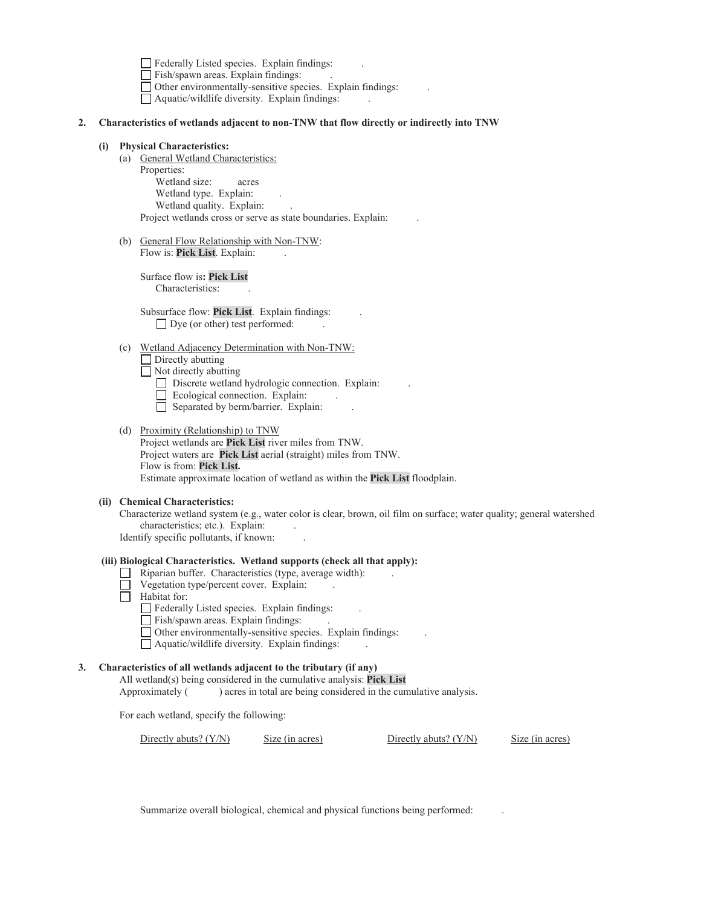- ☐ Federally Listed species. Explain findings: .
- ☐ Fish/spawn areas. Explain findings: .
- ☐ Other environmentally-sensitive species. Explain findings: .
- ☐ Aquatic/wildlife diversity. Explain findings: .

**2. Characteristics of wetlands adjacent to non-TNW that flow directly or indirectly into TNW**

**(i) Physical Characteristics:**

(a) General Wetland Characteristics:

Properties:

Wetland size: acres

Wetland type. Explain: .

Wetland quality. Explain: .

Project wetlands cross or serve as state boundaries. Explain: .

(b) General Flow Relationship with Non-TNW:

Flow is: **Pick List**. Explain: .

Surface flow is**: Pick List**

Characteristics: .

Subsurface flow: **Pick List**. Explain findings: .

☐ Dye (or other) test performed: .

(c) Wetland Adjacency Determination with Non-TNW:

☐ Directly abutting

☐ Not directly abutting

- ☐ Discrete wetland hydrologic connection. Explain: .
- ☐ Ecological connection. Explain: .
- ☐ Separated by berm/barrier. Explain: .

(d) Proximity (Relationship) to TNW

Project wetlands are **Pick List** river miles from TNW.

Project waters are **Pick List** aerial (straight) miles from TNW.

Flow is from: **Pick List.**

Estimate approximate location of wetland as within the **Pick List** floodplain.

**(ii) Chemical Characteristics:**

Characterize wetland system (e.g., water color is clear, brown, oil film on surface; water quality; general watershed characteristics; etc.). Explain: .

Identify specific pollutants, if known: .

**(iii) Biological Characteristics. Wetland supports (check all that apply):**

- ☐ Riparian buffer. Characteristics (type, average width): .
- ☐ Vegetation type/percent cover. Explain: .
- ☐ Habitat for:
  - ☐ Federally Listed species. Explain findings: .
  - ☐ Fish/spawn areas. Explain findings: .
  - ☐ Other environmentally-sensitive species. Explain findings: .
  - ☐ Aquatic/wildlife diversity. Explain findings: .

**3. Characteristics of all wetlands adjacent to the tributary (if any)**

All wetland(s) being considered in the cumulative analysis: **Pick List**

Approximately ( ) acres in total are being considered in the cumulative analysis.

For each wetland, specify the following:

| Directly abuts? (Y/N) | Size (in acres) | Directly abuts? (Y/N) | Size (in acres) |
| --- | --- | --- | --- |

Summarize overall biological, chemical and physical functions being performed: .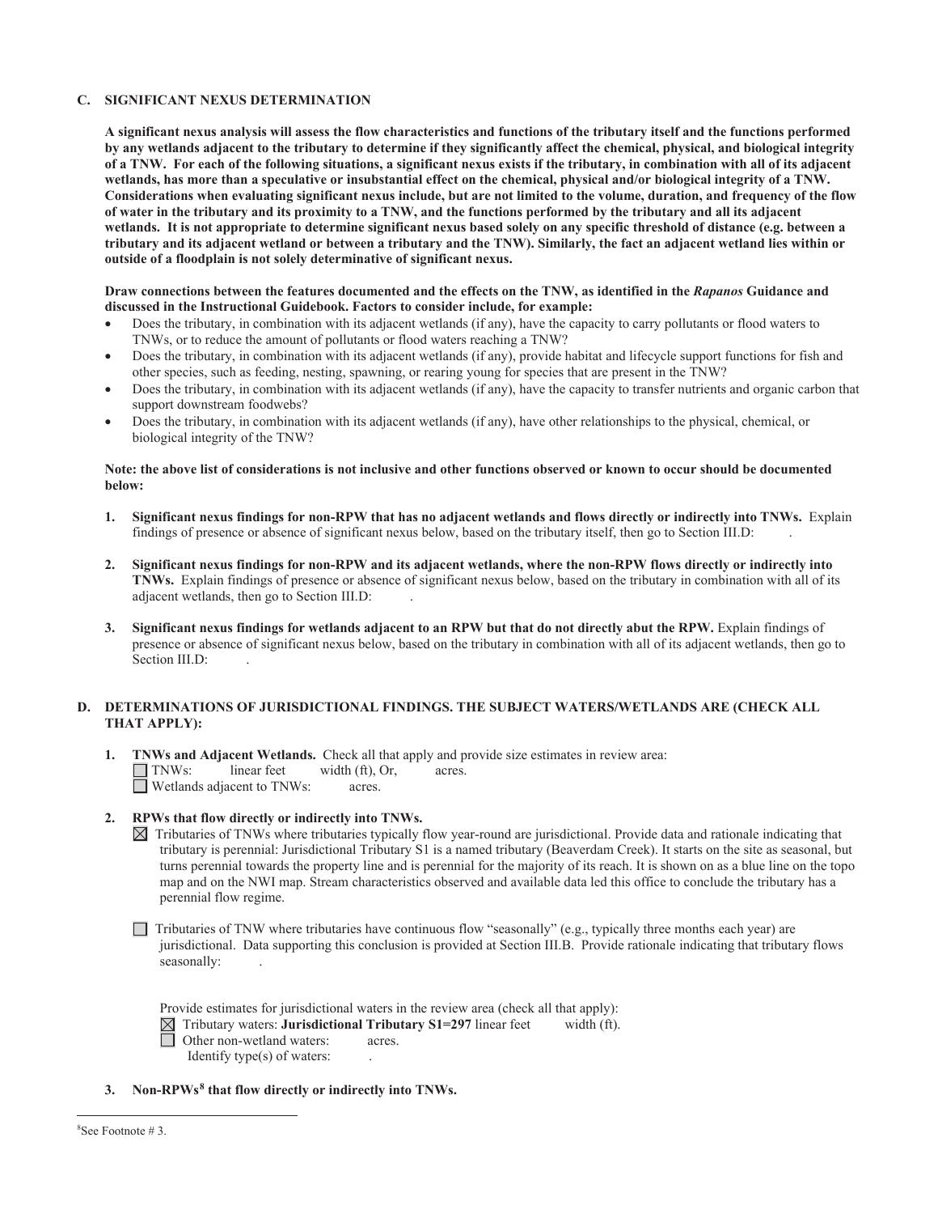## C. SIGNIFICANT NEXUS DETERMINATION

**A significant nexus analysis will assess the flow characteristics and functions of the tributary itself and the functions performed by any wetlands adjacent to the tributary to determine if they significantly affect the chemical, physical, and biological integrity of a TNW. For each of the following situations, a significant nexus exists if the tributary, in combination with all of its adjacent wetlands, has more than a speculative or insubstantial effect on the chemical, physical and/or biological integrity of a TNW. Considerations when evaluating significant nexus include, but are not limited to the volume, duration, and frequency of the flow of water in the tributary and its proximity to a TNW, and the functions performed by the tributary and all its adjacent wetlands. It is not appropriate to determine significant nexus based solely on any specific threshold of distance (e.g. between a tributary and its adjacent wetland or between a tributary and the TNW). Similarly, the fact an adjacent wetland lies within or outside of a floodplain is not solely determinative of significant nexus.**

**Draw connections between the features documented and the effects on the TNW, as identified in the *Rapanos* Guidance and discussed in the Instructional Guidebook. Factors to consider include, for example:**

- Does the tributary, in combination with its adjacent wetlands (if any), have the capacity to carry pollutants or flood waters to TNWs, or to reduce the amount of pollutants or flood waters reaching a TNW?
- Does the tributary, in combination with its adjacent wetlands (if any), provide habitat and lifecycle support functions for fish and other species, such as feeding, nesting, spawning, or rearing young for species that are present in the TNW?
- Does the tributary, in combination with its adjacent wetlands (if any), have the capacity to transfer nutrients and organic carbon that support downstream foodwebs?
- Does the tributary, in combination with its adjacent wetlands (if any), have other relationships to the physical, chemical, or biological integrity of the TNW?

**Note: the above list of considerations is not inclusive and other functions observed or known to occur should be documented below:**

1. **Significant nexus findings for non-RPW that has no adjacent wetlands and flows directly or indirectly into TNWs.** Explain findings of presence or absence of significant nexus below, based on the tributary itself, then go to Section III.D: .

2. **Significant nexus findings for non-RPW and its adjacent wetlands, where the non-RPW flows directly or indirectly into TNWs.** Explain findings of presence or absence of significant nexus below, based on the tributary in combination with all of its adjacent wetlands, then go to Section III.D: .

3. **Significant nexus findings for wetlands adjacent to an RPW but that do not directly abut the RPW.** Explain findings of presence or absence of significant nexus below, based on the tributary in combination with all of its adjacent wetlands, then go to Section III.D: .

## D. DETERMINATIONS OF JURISDICTIONAL FINDINGS. THE SUBJECT WATERS/WETLANDS ARE (CHECK ALL THAT APPLY):

1. **TNWs and Adjacent Wetlands.** Check all that apply and provide size estimates in review area:
   ☐ TNWs: linear feet width (ft), Or, acres.
   ☐ Wetlands adjacent to TNWs: acres.

2. **RPWs that flow directly or indirectly into TNWs.**
   ☒ Tributaries of TNWs where tributaries typically flow year-round are jurisdictional. Provide data and rationale indicating that tributary is perennial: Jurisdictional Tributary S1 is a named tributary (Beaverdam Creek). It starts on the site as seasonal, but turns perennial towards the property line and is perennial for the majority of its reach. It is shown on as a blue line on the topo map and on the NWI map. Stream characteristics observed and available data led this office to conclude the tributary has a perennial flow regime.

   ☐ Tributaries of TNW where tributaries have continuous flow "seasonally" (e.g., typically three months each year) are jurisdictional. Data supporting this conclusion is provided at Section III.B. Provide rationale indicating that tributary flows seasonally: .

   Provide estimates for jurisdictional waters in the review area (check all that apply):
   ☒ Tributary waters: **Jurisdictional Tributary S1=297** linear feet width (ft).
   ☐ Other non-wetland waters: acres.
   Identify type(s) of waters: .

3. **Non-RPWs[8] that flow directly or indirectly into TNWs.**

---

[8]See Footnote # 3.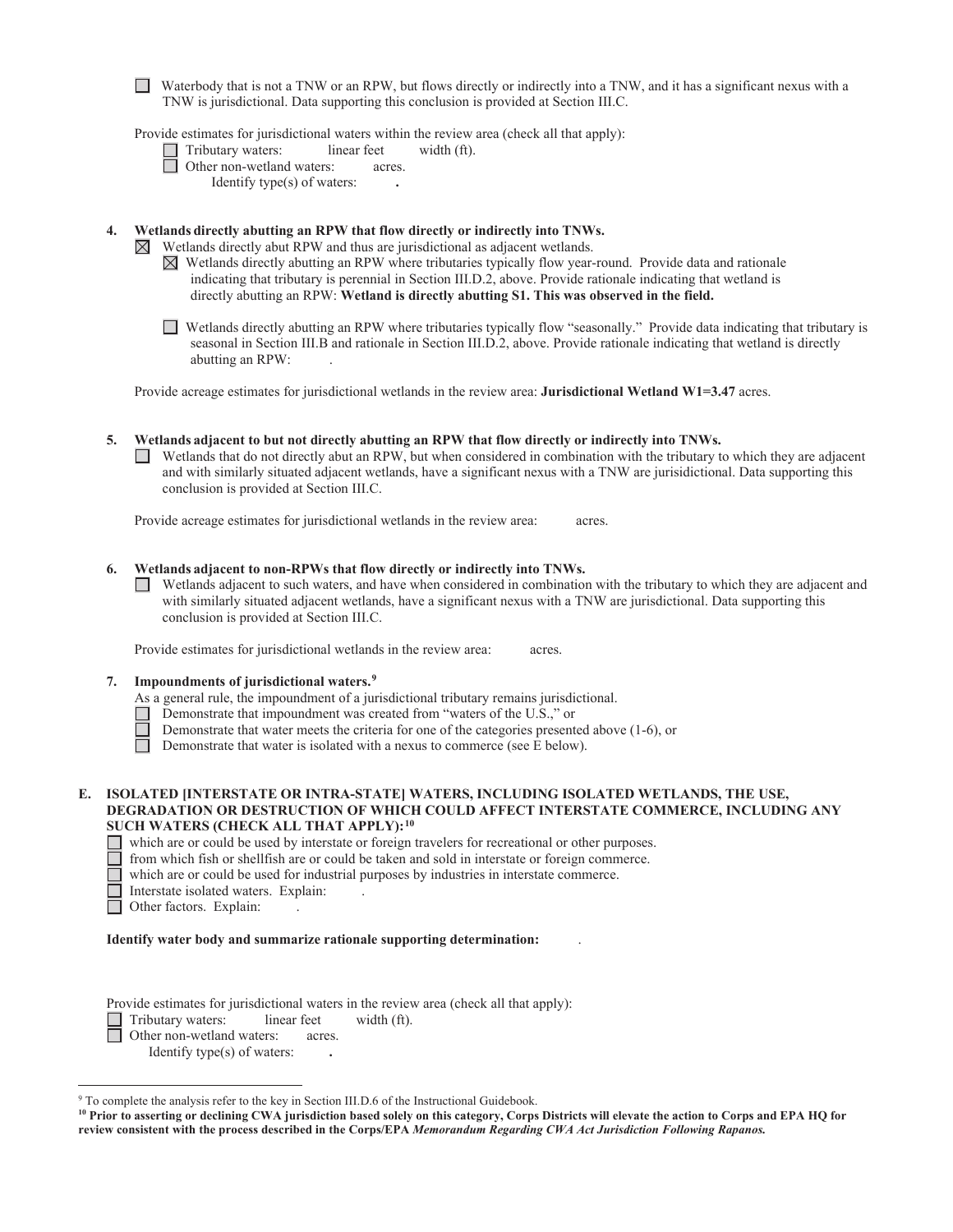☐ Waterbody that is not a TNW or an RPW, but flows directly or indirectly into a TNW, and it has a significant nexus with a TNW is jurisdictional. Data supporting this conclusion is provided at Section III.C.

Provide estimates for jurisdictional waters within the review area (check all that apply):

☐ Tributary waters: linear feet width (ft).

☐ Other non-wetland waters: acres.

Identify type(s) of waters: **.**

**4. Wetlands directly abutting an RPW that flow directly or indirectly into TNWs.**

☒ Wetlands directly abut RPW and thus are jurisdictional as adjacent wetlands.

☒ Wetlands directly abutting an RPW where tributaries typically flow year-round. Provide data and rationale indicating that tributary is perennial in Section III.D.2, above. Provide rationale indicating that wetland is directly abutting an RPW: **Wetland is directly abutting S1. This was observed in the field.**

☐ Wetlands directly abutting an RPW where tributaries typically flow "seasonally." Provide data indicating that tributary is seasonal in Section III.B and rationale in Section III.D.2, above. Provide rationale indicating that wetland is directly abutting an RPW: .

Provide acreage estimates for jurisdictional wetlands in the review area: **Jurisdictional Wetland W1=3.47** acres.

**5. Wetlands adjacent to but not directly abutting an RPW that flow directly or indirectly into TNWs.**

☐ Wetlands that do not directly abut an RPW, but when considered in combination with the tributary to which they are adjacent and with similarly situated adjacent wetlands, have a significant nexus with a TNW are jurisidictional. Data supporting this conclusion is provided at Section III.C.

Provide acreage estimates for jurisdictional wetlands in the review area: acres.

**6. Wetlands adjacent to non-RPWs that flow directly or indirectly into TNWs.**

☐ Wetlands adjacent to such waters, and have when considered in combination with the tributary to which they are adjacent and with similarly situated adjacent wetlands, have a significant nexus with a TNW are jurisdictional. Data supporting this conclusion is provided at Section III.C.

Provide estimates for jurisdictional wetlands in the review area: acres.

**7. Impoundments of jurisdictional waters.**[9]

As a general rule, the impoundment of a jurisdictional tributary remains jurisdictional.

☐ Demonstrate that impoundment was created from "waters of the U.S.," or

☐ Demonstrate that water meets the criteria for one of the categories presented above (1-6), or

☐ Demonstrate that water is isolated with a nexus to commerce (see E below).

**E. ISOLATED [INTERSTATE OR INTRA-STATE] WATERS, INCLUDING ISOLATED WETLANDS, THE USE, DEGRADATION OR DESTRUCTION OF WHICH COULD AFFECT INTERSTATE COMMERCE, INCLUDING ANY SUCH WATERS (CHECK ALL THAT APPLY):**[10]

☐ which are or could be used by interstate or foreign travelers for recreational or other purposes.

☐ from which fish or shellfish are or could be taken and sold in interstate or foreign commerce.

☐ which are or could be used for industrial purposes by industries in interstate commerce.

☐ Interstate isolated waters. Explain: .

☐ Other factors. Explain: .

**Identify water body and summarize rationale supporting determination:** .

Provide estimates for jurisdictional waters in the review area (check all that apply):

☐ Tributary waters: linear feet width (ft).

☐ Other non-wetland waters: acres.

Identify type(s) of waters: **.**

---

[9] To complete the analysis refer to the key in Section III.D.6 of the Instructional Guidebook.

**[10] Prior to asserting or declining CWA jurisdiction based solely on this category, Corps Districts will elevate the action to Corps and EPA HQ for review consistent with the process described in the Corps/EPA *Memorandum Regarding CWA Act Jurisdiction Following Rapanos.***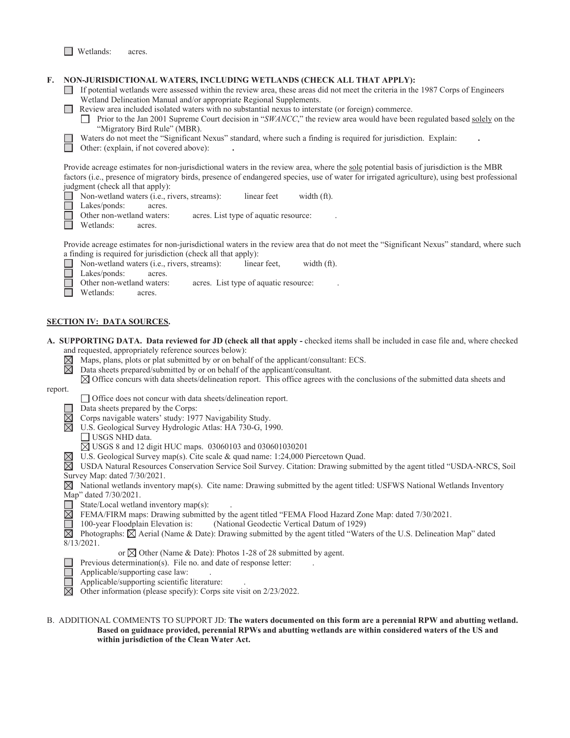☐ Wetlands: acres.

**F. NON-JURISDICTIONAL WATERS, INCLUDING WETLANDS (CHECK ALL THAT APPLY):**

☐ If potential wetlands were assessed within the review area, these areas did not meet the criteria in the 1987 Corps of Engineers Wetland Delineation Manual and/or appropriate Regional Supplements.

☐ Review area included isolated waters with no substantial nexus to interstate (or foreign) commerce.

☐ Prior to the Jan 2001 Supreme Court decision in "*SWANCC*," the review area would have been regulated based solely on the "Migratory Bird Rule" (MBR).

☐ Waters do not meet the "Significant Nexus" standard, where such a finding is required for jurisdiction. Explain: **.**

☐ Other: (explain, if not covered above): **.**

Provide acreage estimates for non-jurisdictional waters in the review area, where the sole potential basis of jurisdiction is the MBR factors (i.e., presence of migratory birds, presence of endangered species, use of water for irrigated agriculture), using best professional judgment (check all that apply):

☐ Non-wetland waters (i.e., rivers, streams): linear feet width (ft).

☐ Lakes/ponds: acres.

☐ Other non-wetland waters: acres. List type of aquatic resource: .

☐ Wetlands: acres.

Provide acreage estimates for non-jurisdictional waters in the review area that do not meet the "Significant Nexus" standard, where such a finding is required for jurisdiction (check all that apply):

☐ Non-wetland waters (i.e., rivers, streams): linear feet, width (ft).

☐ Lakes/ponds: acres.

☐ Other non-wetland waters: acres. List type of aquatic resource: .

☐ Wetlands: acres.

## SECTION IV: DATA SOURCES.

**A. SUPPORTING DATA. Data reviewed for JD (check all that apply -** checked items shall be included in case file and, where checked and requested, appropriately reference sources below):

☒ Maps, plans, plots or plat submitted by or on behalf of the applicant/consultant: ECS.

☒ Data sheets prepared/submitted by or on behalf of the applicant/consultant.

☒ Office concurs with data sheets/delineation report. This office agrees with the conclusions of the submitted data sheets and report.

☐ Office does not concur with data sheets/delineation report.

☐ Data sheets prepared by the Corps: .

☒ Corps navigable waters' study: 1977 Navigability Study.

☒ U.S. Geological Survey Hydrologic Atlas: HA 730-G, 1990.

☐ USGS NHD data.

☒ USGS 8 and 12 digit HUC maps. 03060103 and 030601030201

☒ U.S. Geological Survey map(s). Cite scale & quad name: 1:24,000 Piercetown Quad.

☒ USDA Natural Resources Conservation Service Soil Survey. Citation: Drawing submitted by the agent titled "USDA-NRCS, Soil Survey Map: dated 7/30/2021.

☒ National wetlands inventory map(s). Cite name: Drawing submitted by the agent titled: USFWS National Wetlands Inventory Map" dated 7/30/2021.

☐ State/Local wetland inventory map(s): .

☒ FEMA/FIRM maps: Drawing submitted by the agent titled "FEMA Flood Hazard Zone Map: dated 7/30/2021.

☐ 100-year Floodplain Elevation is: (National Geodectic Vertical Datum of 1929)

☒ Photographs: ☒ Aerial (Name & Date): Drawing submitted by the agent titled "Waters of the U.S. Delineation Map" dated 8/13/2021.

or ☒ Other (Name & Date): Photos 1-28 of 28 submitted by agent.

☐ Previous determination(s). File no. and date of response letter: .

☐ Applicable/supporting case law: .

☐ Applicable/supporting scientific literature: .

☒ Other information (please specify): Corps site visit on 2/23/2022.

B. ADDITIONAL COMMENTS TO SUPPORT JD: **The waters documented on this form are a perennial RPW and abutting wetland. Based on guidnace provided, perennial RPWs and abutting wetlands are within considered waters of the US and within jurisdiction of the Clean Water Act.**